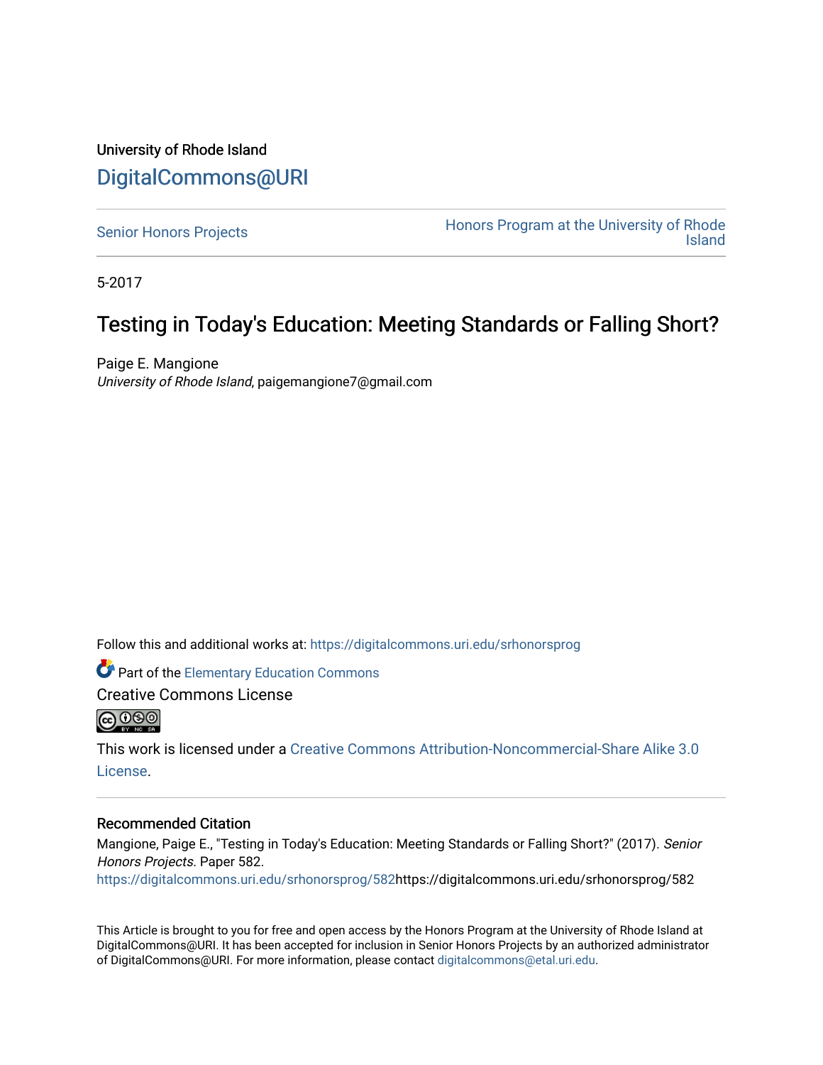University of Rhode Island

DigitalCommons@URI

Senior Honors Projects

Honors Program at the University of Rhode Island

5-2017

# Testing in Today's Education: Meeting Standards or Falling Short?

Paige E. Mangione
*University of Rhode Island*, paigemangione7@gmail.com

Follow this and additional works at: https://digitalcommons.uri.edu/srhonorsprog

Part of the Elementary Education Commons

Creative Commons License

This work is licensed under a Creative Commons Attribution-Noncommercial-Share Alike 3.0 License.

## Recommended Citation

Mangione, Paige E., "Testing in Today's Education: Meeting Standards or Falling Short?" (2017). *Senior Honors Projects.* Paper 582.
https://digitalcommons.uri.edu/srhonorsprog/582https://digitalcommons.uri.edu/srhonorsprog/582

This Article is brought to you for free and open access by the Honors Program at the University of Rhode Island at DigitalCommons@URI. It has been accepted for inclusion in Senior Honors Projects by an authorized administrator of DigitalCommons@URI. For more information, please contact digitalcommons@etal.uri.edu.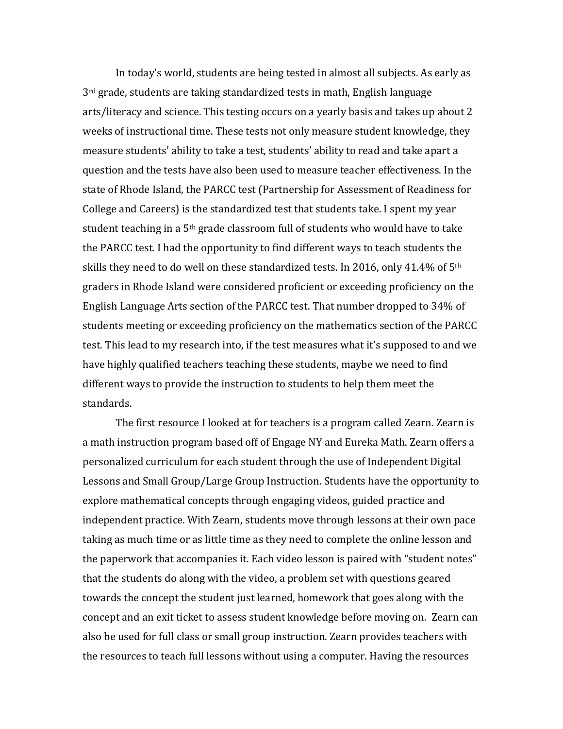In today's world, students are being tested in almost all subjects. As early as 3rd grade, students are taking standardized tests in math, English language arts/literacy and science. This testing occurs on a yearly basis and takes up about 2 weeks of instructional time. These tests not only measure student knowledge, they measure students' ability to take a test, students' ability to read and take apart a question and the tests have also been used to measure teacher effectiveness. In the state of Rhode Island, the PARCC test (Partnership for Assessment of Readiness for College and Careers) is the standardized test that students take. I spent my year student teaching in a 5th grade classroom full of students who would have to take the PARCC test. I had the opportunity to find different ways to teach students the skills they need to do well on these standardized tests. In 2016, only 41.4% of 5th graders in Rhode Island were considered proficient or exceeding proficiency on the English Language Arts section of the PARCC test. That number dropped to 34% of students meeting or exceeding proficiency on the mathematics section of the PARCC test. This lead to my research into, if the test measures what it's supposed to and we have highly qualified teachers teaching these students, maybe we need to find different ways to provide the instruction to students to help them meet the standards.

The first resource I looked at for teachers is a program called Zearn. Zearn is a math instruction program based off of Engage NY and Eureka Math. Zearn offers a personalized curriculum for each student through the use of Independent Digital Lessons and Small Group/Large Group Instruction. Students have the opportunity to explore mathematical concepts through engaging videos, guided practice and independent practice. With Zearn, students move through lessons at their own pace taking as much time or as little time as they need to complete the online lesson and the paperwork that accompanies it. Each video lesson is paired with "student notes" that the students do along with the video, a problem set with questions geared towards the concept the student just learned, homework that goes along with the concept and an exit ticket to assess student knowledge before moving on. Zearn can also be used for full class or small group instruction. Zearn provides teachers with the resources to teach full lessons without using a computer. Having the resources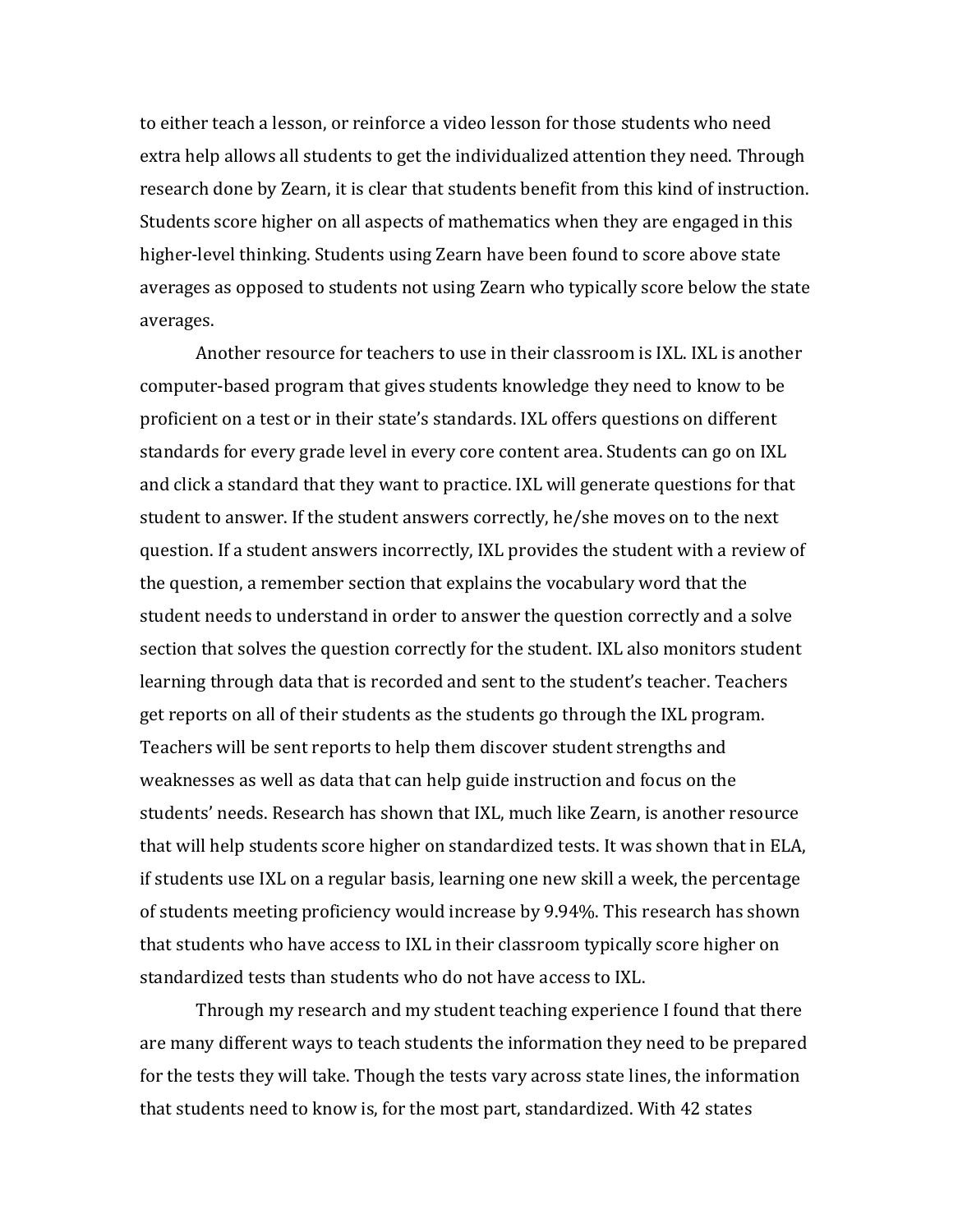to either teach a lesson, or reinforce a video lesson for those students who need extra help allows all students to get the individualized attention they need. Through research done by Zearn, it is clear that students benefit from this kind of instruction. Students score higher on all aspects of mathematics when they are engaged in this higher-level thinking. Students using Zearn have been found to score above state averages as opposed to students not using Zearn who typically score below the state averages.

Another resource for teachers to use in their classroom is IXL. IXL is another computer-based program that gives students knowledge they need to know to be proficient on a test or in their state's standards. IXL offers questions on different standards for every grade level in every core content area. Students can go on IXL and click a standard that they want to practice. IXL will generate questions for that student to answer. If the student answers correctly, he/she moves on to the next question. If a student answers incorrectly, IXL provides the student with a review of the question, a remember section that explains the vocabulary word that the student needs to understand in order to answer the question correctly and a solve section that solves the question correctly for the student. IXL also monitors student learning through data that is recorded and sent to the student's teacher. Teachers get reports on all of their students as the students go through the IXL program. Teachers will be sent reports to help them discover student strengths and weaknesses as well as data that can help guide instruction and focus on the students' needs. Research has shown that IXL, much like Zearn, is another resource that will help students score higher on standardized tests. It was shown that in ELA, if students use IXL on a regular basis, learning one new skill a week, the percentage of students meeting proficiency would increase by 9.94%. This research has shown that students who have access to IXL in their classroom typically score higher on standardized tests than students who do not have access to IXL.

Through my research and my student teaching experience I found that there are many different ways to teach students the information they need to be prepared for the tests they will take. Though the tests vary across state lines, the information that students need to know is, for the most part, standardized. With 42 states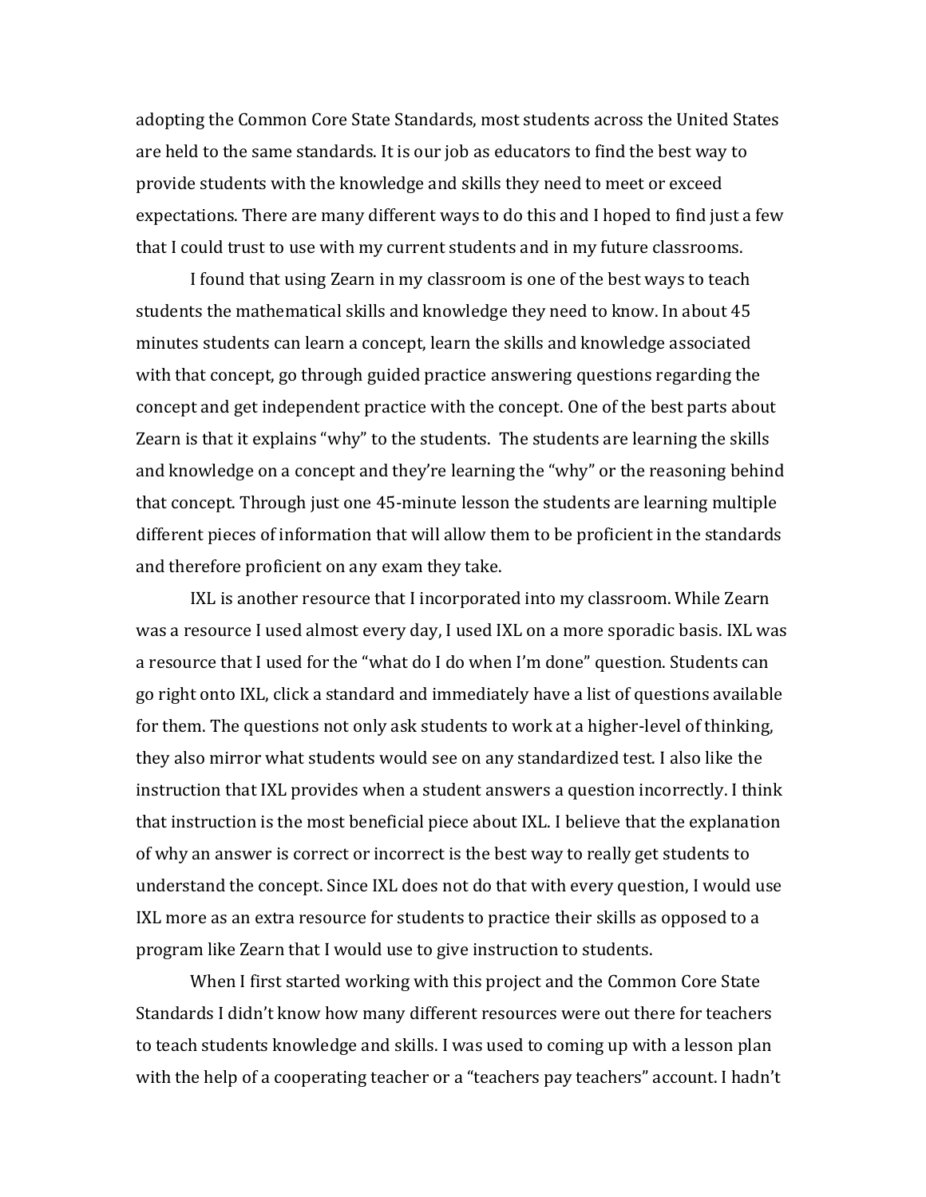adopting the Common Core State Standards, most students across the United States are held to the same standards. It is our job as educators to find the best way to provide students with the knowledge and skills they need to meet or exceed expectations. There are many different ways to do this and I hoped to find just a few that I could trust to use with my current students and in my future classrooms.

I found that using Zearn in my classroom is one of the best ways to teach students the mathematical skills and knowledge they need to know. In about 45 minutes students can learn a concept, learn the skills and knowledge associated with that concept, go through guided practice answering questions regarding the concept and get independent practice with the concept. One of the best parts about Zearn is that it explains "why" to the students. The students are learning the skills and knowledge on a concept and they're learning the "why" or the reasoning behind that concept. Through just one 45-minute lesson the students are learning multiple different pieces of information that will allow them to be proficient in the standards and therefore proficient on any exam they take.

IXL is another resource that I incorporated into my classroom. While Zearn was a resource I used almost every day, I used IXL on a more sporadic basis. IXL was a resource that I used for the "what do I do when I'm done" question. Students can go right onto IXL, click a standard and immediately have a list of questions available for them. The questions not only ask students to work at a higher-level of thinking, they also mirror what students would see on any standardized test. I also like the instruction that IXL provides when a student answers a question incorrectly. I think that instruction is the most beneficial piece about IXL. I believe that the explanation of why an answer is correct or incorrect is the best way to really get students to understand the concept. Since IXL does not do that with every question, I would use IXL more as an extra resource for students to practice their skills as opposed to a program like Zearn that I would use to give instruction to students.

When I first started working with this project and the Common Core State Standards I didn't know how many different resources were out there for teachers to teach students knowledge and skills. I was used to coming up with a lesson plan with the help of a cooperating teacher or a "teachers pay teachers" account. I hadn't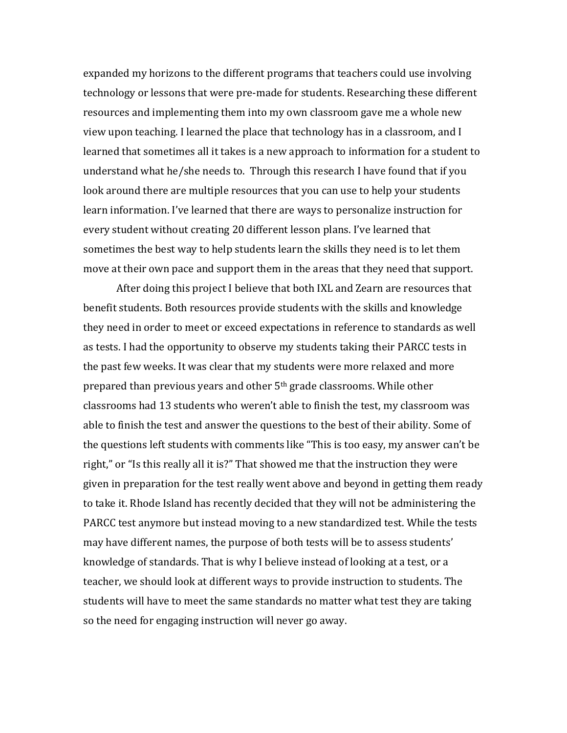expanded my horizons to the different programs that teachers could use involving technology or lessons that were pre-made for students. Researching these different resources and implementing them into my own classroom gave me a whole new view upon teaching. I learned the place that technology has in a classroom, and I learned that sometimes all it takes is a new approach to information for a student to understand what he/she needs to. Through this research I have found that if you look around there are multiple resources that you can use to help your students learn information. I've learned that there are ways to personalize instruction for every student without creating 20 different lesson plans. I've learned that sometimes the best way to help students learn the skills they need is to let them move at their own pace and support them in the areas that they need that support.

After doing this project I believe that both IXL and Zearn are resources that benefit students. Both resources provide students with the skills and knowledge they need in order to meet or exceed expectations in reference to standards as well as tests. I had the opportunity to observe my students taking their PARCC tests in the past few weeks. It was clear that my students were more relaxed and more prepared than previous years and other 5th grade classrooms. While other classrooms had 13 students who weren't able to finish the test, my classroom was able to finish the test and answer the questions to the best of their ability. Some of the questions left students with comments like "This is too easy, my answer can't be right," or "Is this really all it is?" That showed me that the instruction they were given in preparation for the test really went above and beyond in getting them ready to take it. Rhode Island has recently decided that they will not be administering the PARCC test anymore but instead moving to a new standardized test. While the tests may have different names, the purpose of both tests will be to assess students' knowledge of standards. That is why I believe instead of looking at a test, or a teacher, we should look at different ways to provide instruction to students. The students will have to meet the same standards no matter what test they are taking so the need for engaging instruction will never go away.